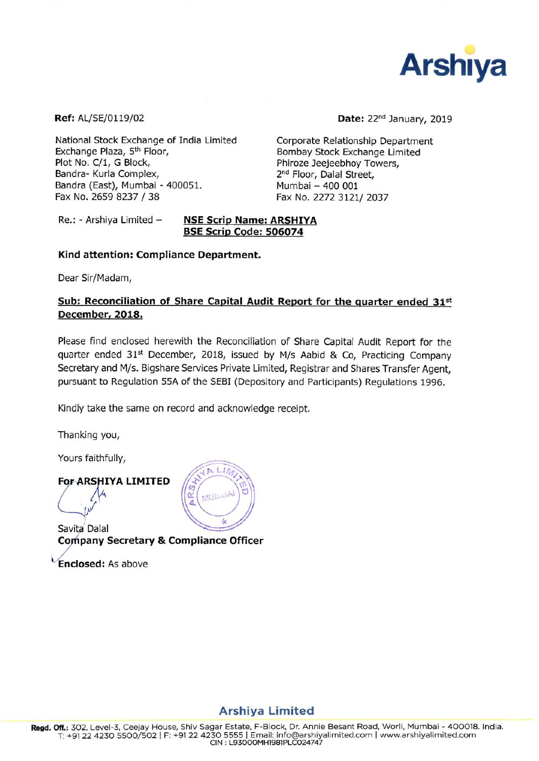# Arshiya

**Ref:** AL/SE/0119/02

**Date:** 22nd January, 2019

National Stock Exchange of India Limited
Exchange Plaza, 5th Floor,
Plot No. C/1, G Block,
Bandra- Kurla Complex,
Bandra (East), Mumbai - 400051.
Fax No. 2659 8237 / 38

Corporate Relationship Department
Bombay Stock Exchange Limited
Phiroze Jeejeebhoy Towers,
2nd Floor, Dalal Street,
Mumbai – 400 001
Fax No. 2272 3121/ 2037

Re.: - Arshiya Limited – **NSE Scrip Name: ARSHIYA**
**BSE Scrip Code: 506074**

**Kind attention: Compliance Department.**

Dear Sir/Madam,

**Sub: Reconciliation of Share Capital Audit Report for the quarter ended 31st December, 2018.**

Please find enclosed herewith the Reconciliation of Share Capital Audit Report for the quarter ended 31st December, 2018, issued by M/s Aabid & Co, Practicing Company Secretary and M/s. Bigshare Services Private Limited, Registrar and Shares Transfer Agent, pursuant to Regulation 55A of the SEBI (Depository and Participants) Regulations 1996.

Kindly take the same on record and acknowledge receipt.

Thanking you,

Yours faithfully,

**For ARSHIYA LIMITED**

Savita Dalal
**Company Secretary & Compliance Officer**

**Enclosed:** As above

**Arshiya Limited**

**Regd. Off.:** 302, Level-3, Ceejay House, Shiv Sagar Estate, F-Block, Dr. Annie Besant Road, Worli, Mumbai - 400018. India.
T: +91 22 4230 5500/502 | F: +91 22 4230 5555 | Email: info@arshiyalimited.com | www.arshiyalimited.com
CIN : L93000MH1981PLC024747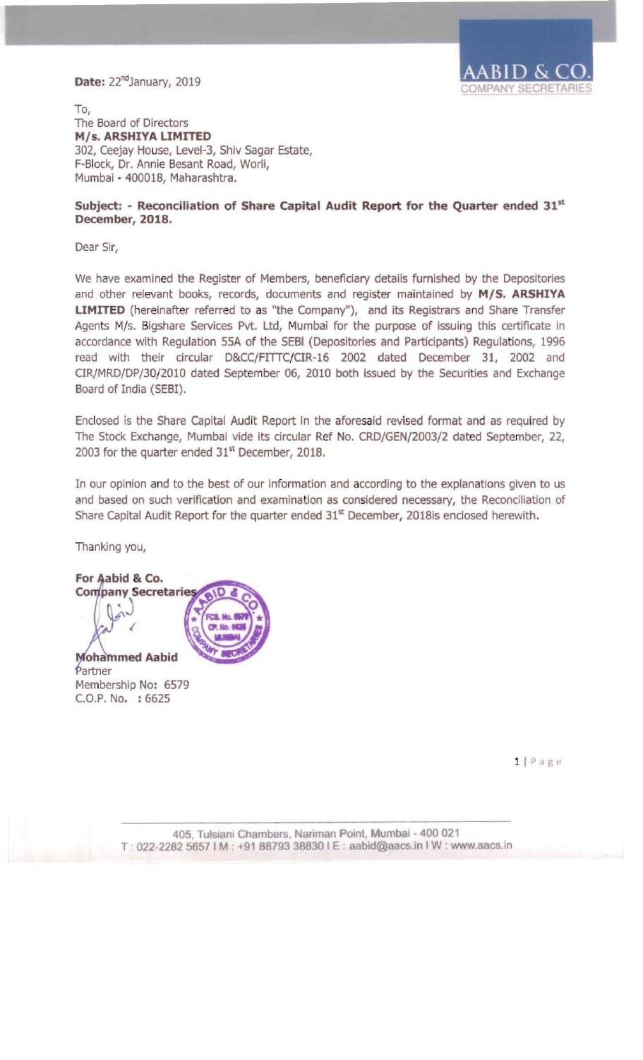**Date:** 22nd January, 2019

AABID & CO.
COMPANY SECRETARIES

To,
The Board of Directors
**M/s. ARSHIYA LIMITED**
302, Ceejay House, Level-3, Shiv Sagar Estate,
F-Block, Dr. Annie Besant Road, Worli,
Mumbai - 400018, Maharashtra.

**Subject: - Reconciliation of Share Capital Audit Report for the Quarter ended 31st December, 2018.**

Dear Sir,

We have examined the Register of Members, beneficiary details furnished by the Depositories and other relevant books, records, documents and register maintained by **M/S. ARSHIYA LIMITED** (hereinafter referred to as "the Company"), and its Registrars and Share Transfer Agents M/s. Bigshare Services Pvt. Ltd, Mumbai for the purpose of issuing this certificate in accordance with Regulation 55A of the SEBI (Depositories and Participants) Regulations, 1996 read with their circular D&CC/FITTC/CIR-16 2002 dated December 31, 2002 and CIR/MRD/DP/30/2010 dated September 06, 2010 both issued by the Securities and Exchange Board of India (SEBI).

Enclosed is the Share Capital Audit Report in the aforesaid revised format and as required by The Stock Exchange, Mumbai vide its circular Ref No. CRD/GEN/2003/2 dated September, 22, 2003 for the quarter ended 31st December, 2018.

In our opinion and to the best of our information and according to the explanations given to us and based on such verification and examination as considered necessary, the Reconciliation of Share Capital Audit Report for the quarter ended 31st December, 2018is enclosed herewith.

Thanking you,

**For Aabid & Co.**
**Company Secretaries**

**Mohammed Aabid**
Partner
Membership No: 6579
C.O.P. No. : 6625

405, Tulsiani Chambers, Nariman Point, Mumbai - 400 021
T : 022-2282 5657 I M : +91 88793 38830 I E : aabid@aacs.in I W : www.aacs.in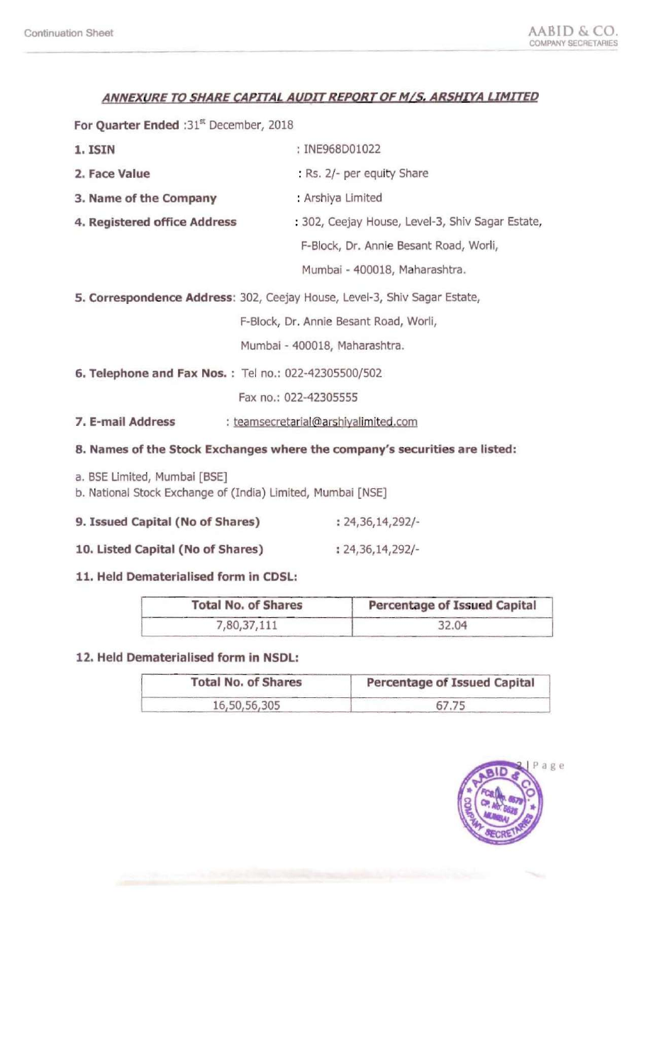## ANNEXURE TO SHARE CAPITAL AUDIT REPORT OF M/S. ARSHIYA LIMITED

**For Quarter Ended** :31st December, 2018

**1. ISIN** : INE968D01022

**2. Face Value** : Rs. 2/- per equity Share

**3. Name of the Company** : Arshiya Limited

**4. Registered office Address** : 302, Ceejay House, Level-3, Shiv Sagar Estate, F-Block, Dr. Annie Besant Road, Worli, Mumbai - 400018, Maharashtra.

**5. Correspondence Address**: 302, Ceejay House, Level-3, Shiv Sagar Estate, F-Block, Dr. Annie Besant Road, Worli, Mumbai - 400018, Maharashtra.

**6. Telephone and Fax Nos. :** Tel no.: 022-42305500/502

Fax no.: 022-42305555

**7. E-mail Address** : teamsecretarial@arshiyalimited.com

**8. Names of the Stock Exchanges where the company's securities are listed:**

a. BSE Limited, Mumbai [BSE]
b. National Stock Exchange of (India) Limited, Mumbai [NSE]

**9. Issued Capital (No of Shares)** : 24,36,14,292/-

**10. Listed Capital (No of Shares)** : 24,36,14,292/-

**11. Held Dematerialised form in CDSL:**

| Total No. of Shares | Percentage of Issued Capital |
| --- | --- |
| 7,80,37,111 | 32.04 |

**12. Held Dematerialised form in NSDL:**

| Total No. of Shares | Percentage of Issued Capital |
| --- | --- |
| 16,50,56,305 | 67.75 |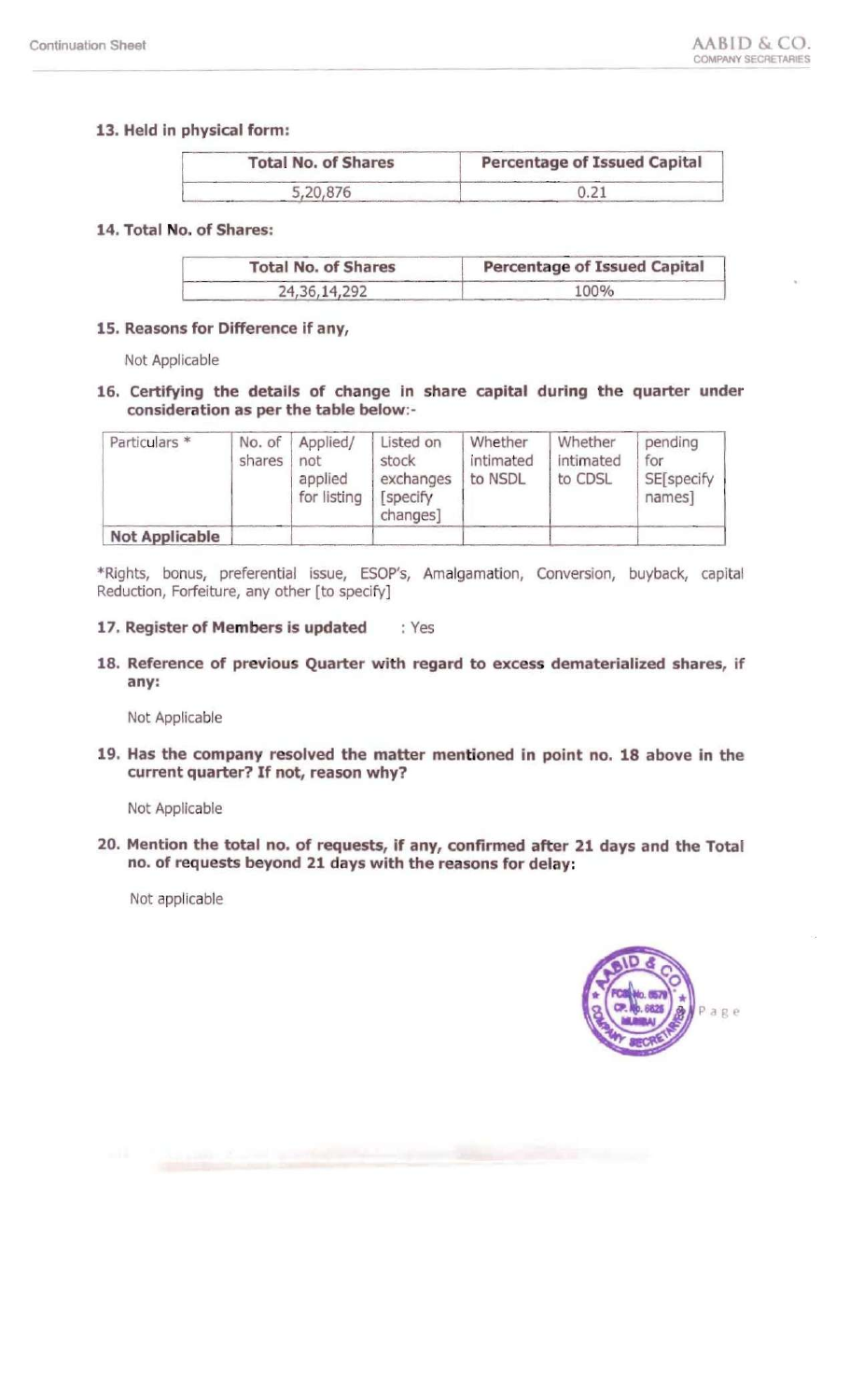**13. Held in physical form:**

| Total No. of Shares | Percentage of Issued Capital |
|---|---|
| 5,20,876 | 0.21 |

**14. Total No. of Shares:**

| Total No. of Shares | Percentage of Issued Capital |
|---|---|
| 24,36,14,292 | 100% |

**15. Reasons for Difference if any,**

Not Applicable

**16. Certifying the details of change in share capital during the quarter under consideration as per the table below:-**

| Particulars * | No. of shares | Applied/ not applied for listing | Listed on stock exchanges [specify changes] | Whether intimated to NSDL | Whether intimated to CDSL | pending for SE[specify names] |
|---|---|---|---|---|---|---|
| **Not Applicable** | | | | | | |

*Rights, bonus, preferential issue, ESOP's, Amalgamation, Conversion, buyback, capital Reduction, Forfeiture, any other [to specify]

**17. Register of Members is updated** : Yes

**18. Reference of previous Quarter with regard to excess dematerialized shares, if any:**

Not Applicable

**19. Has the company resolved the matter mentioned in point no. 18 above in the current quarter? If not, reason why?**

Not Applicable

**20. Mention the total no. of requests, if any, confirmed after 21 days and the Total no. of requests beyond 21 days with the reasons for delay:**

Not applicable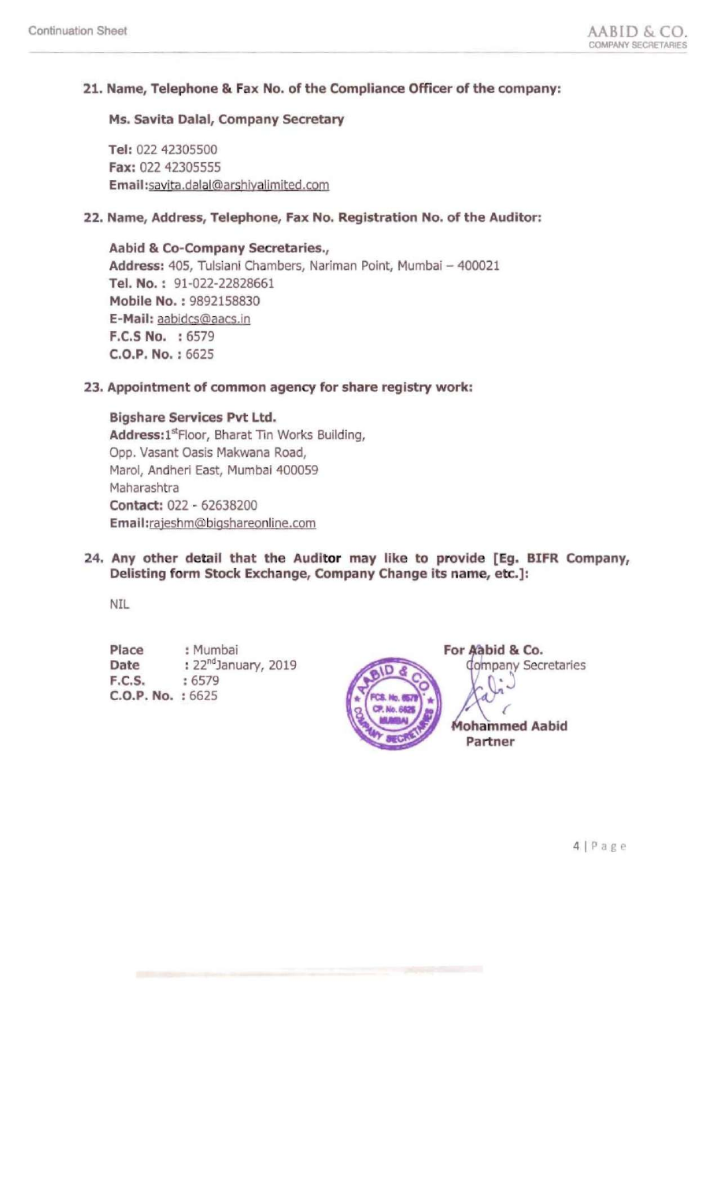**21. Name, Telephone & Fax No. of the Compliance Officer of the company:**

**Ms. Savita Dalal, Company Secretary**

**Tel:** 022 42305500
**Fax:** 022 42305555
**Email:**savita.dalal@arshiyalimited.com

**22. Name, Address, Telephone, Fax No. Registration No. of the Auditor:**

**Aabid & Co-Company Secretaries.,**
**Address:** 405, Tulsiani Chambers, Nariman Point, Mumbai – 400021
**Tel. No. :** 91-022-22828661
**Mobile No. :** 9892158830
**E-Mail:** aabidcs@aacs.in
**F.C.S No. :** 6579
**C.O.P. No. :** 6625

**23. Appointment of common agency for share registry work:**

**Bigshare Services Pvt Ltd.**
**Address:**1st Floor, Bharat Tin Works Building,
Opp. Vasant Oasis Makwana Road,
Marol, Andheri East, Mumbai 400059
Maharashtra
**Contact:** 022 - 62638200
**Email:**rajeshm@bigshareonline.com

**24. Any other detail that the Auditor may like to provide [Eg. BIFR Company, Delisting form Stock Exchange, Company Change its name, etc.]:**

NIL

**Place** : Mumbai
**Date** : 22nd January, 2019
**F.C.S.** : 6579
**C.O.P. No.** : 6625

**For Aabid & Co.**
Company Secretaries

**Mohammed Aabid**
**Partner**